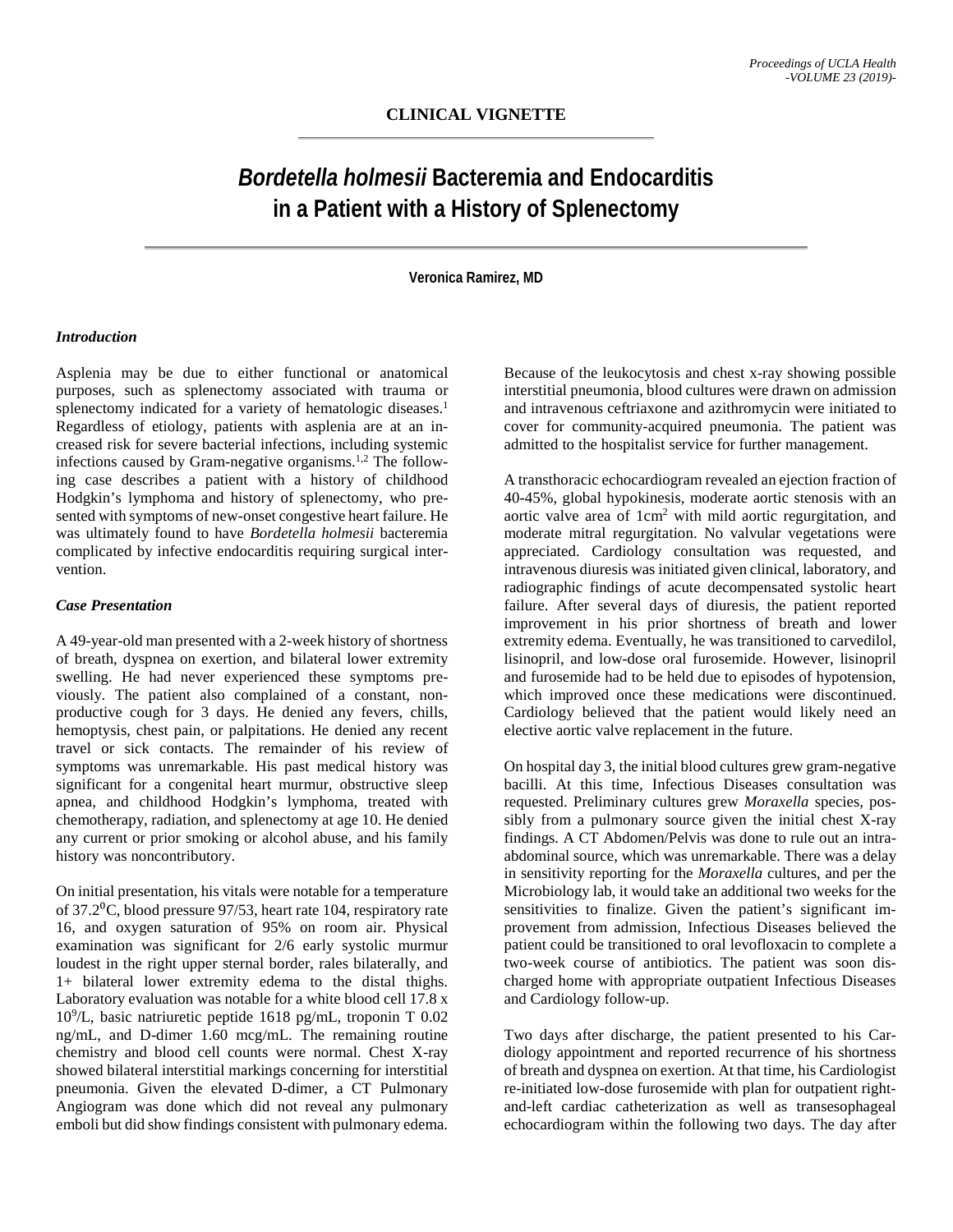## CLINICAL VIGNETTE

# *Bordetella holmesii* Bacteremia and Endocarditis in a Patient with a History of Splenectomy

**Veronica Ramirez, MD**

### *Introduction*

Asplenia may be due to either functional or anatomical purposes, such as splenectomy associated with trauma or splenectomy indicated for a variety of hematologic diseases.[1] Regardless of etiology, patients with asplenia are at an increased risk for severe bacterial infections, including systemic infections caused by Gram-negative organisms.[1,2] The following case describes a patient with a history of childhood Hodgkin's lymphoma and history of splenectomy, who presented with symptoms of new-onset congestive heart failure. He was ultimately found to have *Bordetella holmesii* bacteremia complicated by infective endocarditis requiring surgical intervention.

### *Case Presentation*

A 49-year-old man presented with a 2-week history of shortness of breath, dyspnea on exertion, and bilateral lower extremity swelling. He had never experienced these symptoms previously. The patient also complained of a constant, non-productive cough for 3 days. He denied any fevers, chills, hemoptysis, chest pain, or palpitations. He denied any recent travel or sick contacts. The remainder of his review of symptoms was unremarkable. His past medical history was significant for a congenital heart murmur, obstructive sleep apnea, and childhood Hodgkin's lymphoma, treated with chemotherapy, radiation, and splenectomy at age 10. He denied any current or prior smoking or alcohol abuse, and his family history was noncontributory.

On initial presentation, his vitals were notable for a temperature of $37.2^{0}$C, blood pressure 97/53, heart rate 104, respiratory rate 16, and oxygen saturation of 95% on room air. Physical examination was significant for 2/6 early systolic murmur loudest in the right upper sternal border, rales bilaterally, and 1+ bilateral lower extremity edema to the distal thighs. Laboratory evaluation was notable for a white blood cell 17.8 x $10^9$/L, basic natriuretic peptide 1618 pg/mL, troponin T 0.02 ng/mL, and D-dimer 1.60 mcg/mL. The remaining routine chemistry and blood cell counts were normal. Chest X-ray showed bilateral interstitial markings concerning for interstitial pneumonia. Given the elevated D-dimer, a CT Pulmonary Angiogram was done which did not reveal any pulmonary emboli but did show findings consistent with pulmonary edema. Because of the leukocytosis and chest x-ray showing possible interstitial pneumonia, blood cultures were drawn on admission and intravenous ceftriaxone and azithromycin were initiated to cover for community-acquired pneumonia. The patient was admitted to the hospitalist service for further management.

A transthoracic echocardiogram revealed an ejection fraction of 40-45%, global hypokinesis, moderate aortic stenosis with an aortic valve area of 1cm$^2$ with mild aortic regurgitation, and moderate mitral regurgitation. No valvular vegetations were appreciated. Cardiology consultation was requested, and intravenous diuresis was initiated given clinical, laboratory, and radiographic findings of acute decompensated systolic heart failure. After several days of diuresis, the patient reported improvement in his prior shortness of breath and lower extremity edema. Eventually, he was transitioned to carvedilol, lisinopril, and low-dose oral furosemide. However, lisinopril and furosemide had to be held due to episodes of hypotension, which improved once these medications were discontinued. Cardiology believed that the patient would likely need an elective aortic valve replacement in the future.

On hospital day 3, the initial blood cultures grew gram-negative bacilli. At this time, Infectious Diseases consultation was requested. Preliminary cultures grew *Moraxella* species, possibly from a pulmonary source given the initial chest X-ray findings. A CT Abdomen/Pelvis was done to rule out an intra-abdominal source, which was unremarkable. There was a delay in sensitivity reporting for the *Moraxella* cultures, and per the Microbiology lab, it would take an additional two weeks for the sensitivities to finalize. Given the patient's significant improvement from admission, Infectious Diseases believed the patient could be transitioned to oral levofloxacin to complete a two-week course of antibiotics. The patient was soon discharged home with appropriate outpatient Infectious Diseases and Cardiology follow-up.

Two days after discharge, the patient presented to his Cardiology appointment and reported recurrence of his shortness of breath and dyspnea on exertion. At that time, his Cardiologist re-initiated low-dose furosemide with plan for outpatient right-and-left cardiac catheterization as well as transesophageal echocardiogram within the following two days. The day after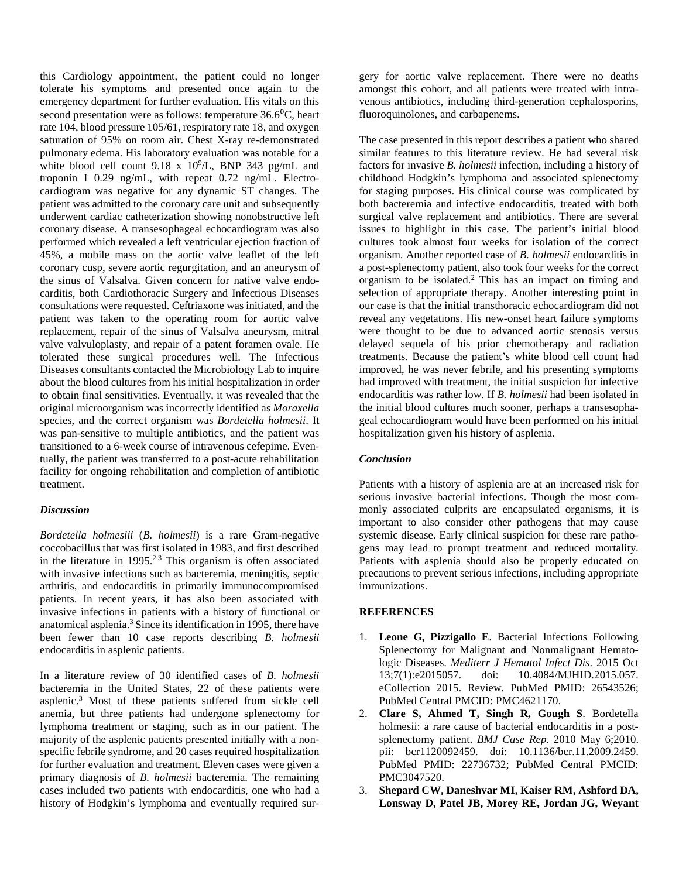this Cardiology appointment, the patient could no longer tolerate his symptoms and presented once again to the emergency department for further evaluation. His vitals on this second presentation were as follows: temperature 36.6$^{0}$C, heart rate 104, blood pressure 105/61, respiratory rate 18, and oxygen saturation of 95% on room air. Chest X-ray re-demonstrated pulmonary edema. His laboratory evaluation was notable for a white blood cell count 9.18 x $10^9$/L, BNP 343 pg/mL and troponin I 0.29 ng/mL, with repeat 0.72 ng/mL. Electrocardiogram was negative for any dynamic ST changes. The patient was admitted to the coronary care unit and subsequently underwent cardiac catheterization showing nonobstructive left coronary disease. A transesophageal echocardiogram was also performed which revealed a left ventricular ejection fraction of 45%, a mobile mass on the aortic valve leaflet of the left coronary cusp, severe aortic regurgitation, and an aneurysm of the sinus of Valsalva. Given concern for native valve endocarditis, both Cardiothoracic Surgery and Infectious Diseases consultations were requested. Ceftriaxone was initiated, and the patient was taken to the operating room for aortic valve replacement, repair of the sinus of Valsalva aneurysm, mitral valve valvuloplasty, and repair of a patent foramen ovale. He tolerated these surgical procedures well. The Infectious Diseases consultants contacted the Microbiology Lab to inquire about the blood cultures from his initial hospitalization in order to obtain final sensitivities. Eventually, it was revealed that the original microorganism was incorrectly identified as *Moraxella* species, and the correct organism was *Bordetella holmesii*. It was pan-sensitive to multiple antibiotics, and the patient was transitioned to a 6-week course of intravenous cefepime. Eventually, the patient was transferred to a post-acute rehabilitation facility for ongoing rehabilitation and completion of antibiotic treatment.

### *Discussion*

*Bordetella holmesiii* (*B. holmesii*) is a rare Gram-negative coccobacillus that was first isolated in 1983, and first described in the literature in 1995.[2,3] This organism is often associated with invasive infections such as bacteremia, meningitis, septic arthritis, and endocarditis in primarily immunocompromised patients. In recent years, it has also been associated with invasive infections in patients with a history of functional or anatomical asplenia.[3] Since its identification in 1995, there have been fewer than 10 case reports describing *B. holmesii* endocarditis in asplenic patients.

In a literature review of 30 identified cases of *B. holmesii* bacteremia in the United States, 22 of these patients were asplenic.[3] Most of these patients suffered from sickle cell anemia, but three patients had undergone splenectomy for lymphoma treatment or staging, such as in our patient. The majority of the asplenic patients presented initially with a non-specific febrile syndrome, and 20 cases required hospitalization for further evaluation and treatment. Eleven cases were given a primary diagnosis of *B. holmesii* bacteremia. The remaining cases included two patients with endocarditis, one who had a history of Hodgkin's lymphoma and eventually required surgery for aortic valve replacement. There were no deaths amongst this cohort, and all patients were treated with intravenous antibiotics, including third-generation cephalosporins, fluoroquinolones, and carbapenems.

The case presented in this report describes a patient who shared similar features to this literature review. He had several risk factors for invasive *B. holmesii* infection, including a history of childhood Hodgkin's lymphoma and associated splenectomy for staging purposes. His clinical course was complicated by both bacteremia and infective endocarditis, treated with both surgical valve replacement and antibiotics. There are several issues to highlight in this case. The patient's initial blood cultures took almost four weeks for isolation of the correct organism. Another reported case of *B. holmesii* endocarditis in a post-splenectomy patient, also took four weeks for the correct organism to be isolated.[2] This has an impact on timing and selection of appropriate therapy. Another interesting point in our case is that the initial transthoracic echocardiogram did not reveal any vegetations. His new-onset heart failure symptoms were thought to be due to advanced aortic stenosis versus delayed sequela of his prior chemotherapy and radiation treatments. Because the patient's white blood cell count had improved, he was never febrile, and his presenting symptoms had improved with treatment, the initial suspicion for infective endocarditis was rather low. If *B. holmesii* had been isolated in the initial blood cultures much sooner, perhaps a transesophageal echocardiogram would have been performed on his initial hospitalization given his history of asplenia.

### *Conclusion*

Patients with a history of asplenia are at an increased risk for serious invasive bacterial infections. Though the most commonly associated culprits are encapsulated organisms, it is important to also consider other pathogens that may cause systemic disease. Early clinical suspicion for these rare pathogens may lead to prompt treatment and reduced mortality. Patients with asplenia should also be properly educated on precautions to prevent serious infections, including appropriate immunizations.

### REFERENCES

1. **Leone G, Pizzigallo E**. Bacterial Infections Following Splenectomy for Malignant and Nonmalignant Hematologic Diseases. *Mediterr J Hematol Infect Dis*. 2015 Oct 13;7(1):e2015057. doi: 10.4084/MJHID.2015.057. eCollection 2015. Review. PubMed PMID: 26543526; PubMed Central PMCID: PMC4621170.
2. **Clare S, Ahmed T, Singh R, Gough S**. Bordetella holmesii: a rare cause of bacterial endocarditis in a post-splenectomy patient. *BMJ Case Rep*. 2010 May 6;2010. pii: bcr1120092459. doi: 10.1136/bcr.11.2009.2459. PubMed PMID: 22736732; PubMed Central PMCID: PMC3047520.
3. **Shepard CW, Daneshvar MI, Kaiser RM, Ashford DA, Lonsway D, Patel JB, Morey RE, Jordan JG, Weyant**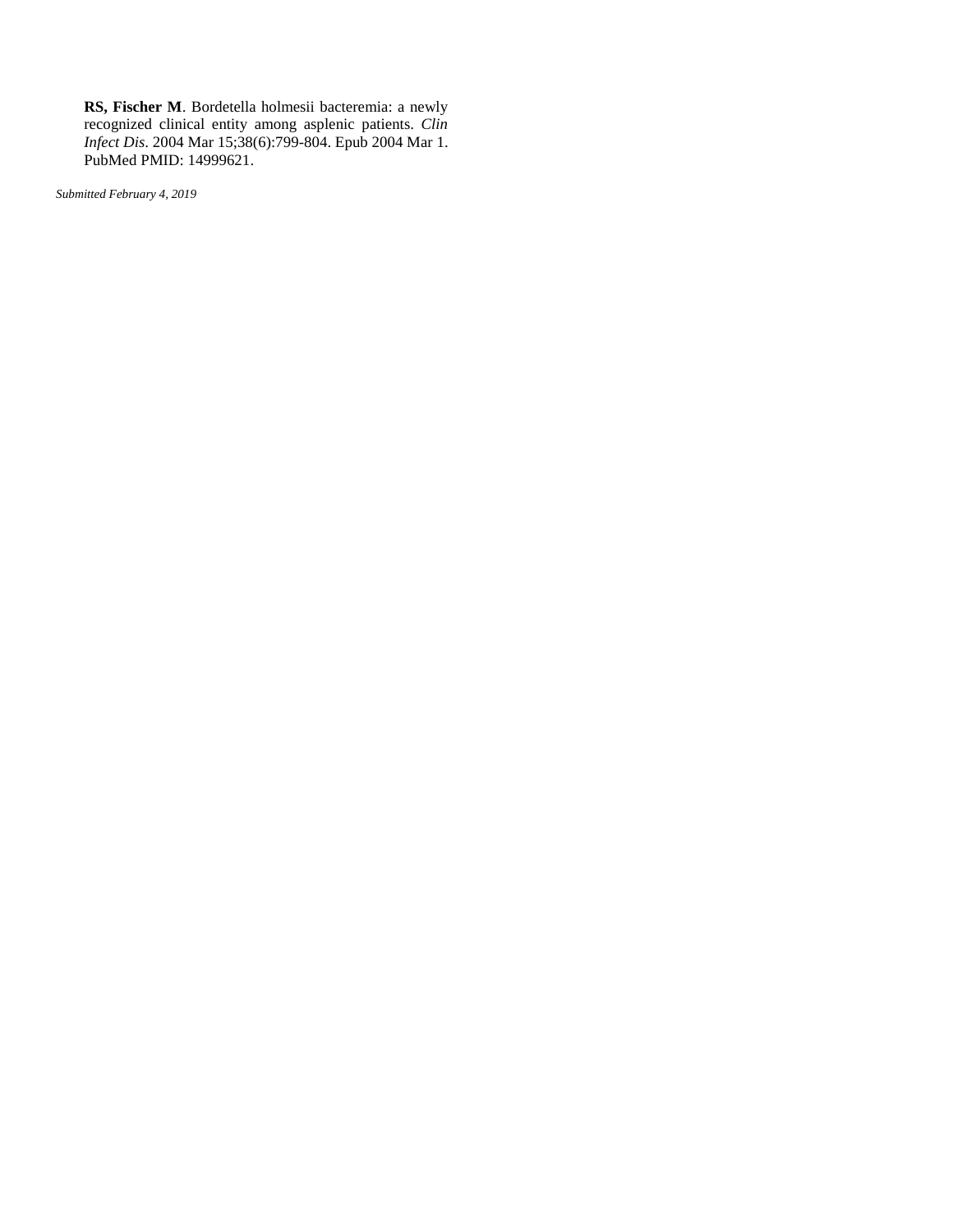**RS, Fischer M**. Bordetella holmesii bacteremia: a newly recognized clinical entity among asplenic patients. *Clin Infect Dis*. 2004 Mar 15;38(6):799-804. Epub 2004 Mar 1. PubMed PMID: 14999621.

*Submitted February 4, 2019*